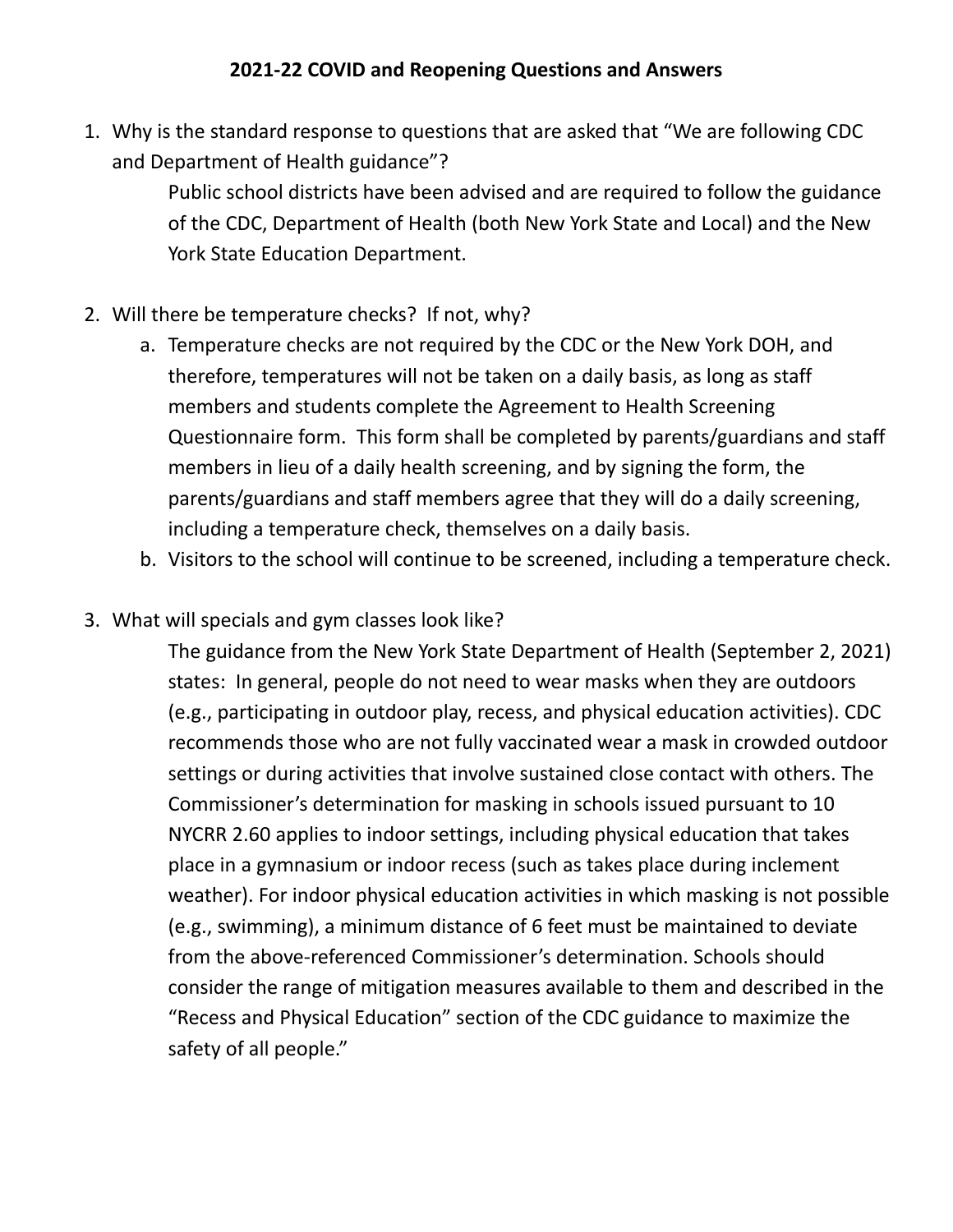# 2021-22 COVID and Reopening Questions and Answers

1. Why is the standard response to questions that are asked that "We are following CDC and Department of Health guidance"?

   Public school districts have been advised and are required to follow the guidance of the CDC, Department of Health (both New York State and Local) and the New York State Education Department.

2. Will there be temperature checks? If not, why?
   a. Temperature checks are not required by the CDC or the New York DOH, and therefore, temperatures will not be taken on a daily basis, as long as staff members and students complete the Agreement to Health Screening Questionnaire form. This form shall be completed by parents/guardians and staff members in lieu of a daily health screening, and by signing the form, the parents/guardians and staff members agree that they will do a daily screening, including a temperature check, themselves on a daily basis.
   b. Visitors to the school will continue to be screened, including a temperature check.

3. What will specials and gym classes look like?

   The guidance from the New York State Department of Health (September 2, 2021) states: In general, people do not need to wear masks when they are outdoors (e.g., participating in outdoor play, recess, and physical education activities). CDC recommends those who are not fully vaccinated wear a mask in crowded outdoor settings or during activities that involve sustained close contact with others. The Commissioner's determination for masking in schools issued pursuant to 10 NYCRR 2.60 applies to indoor settings, including physical education that takes place in a gymnasium or indoor recess (such as takes place during inclement weather). For indoor physical education activities in which masking is not possible (e.g., swimming), a minimum distance of 6 feet must be maintained to deviate from the above-referenced Commissioner's determination. Schools should consider the range of mitigation measures available to them and described in the "Recess and Physical Education" section of the CDC guidance to maximize the safety of all people."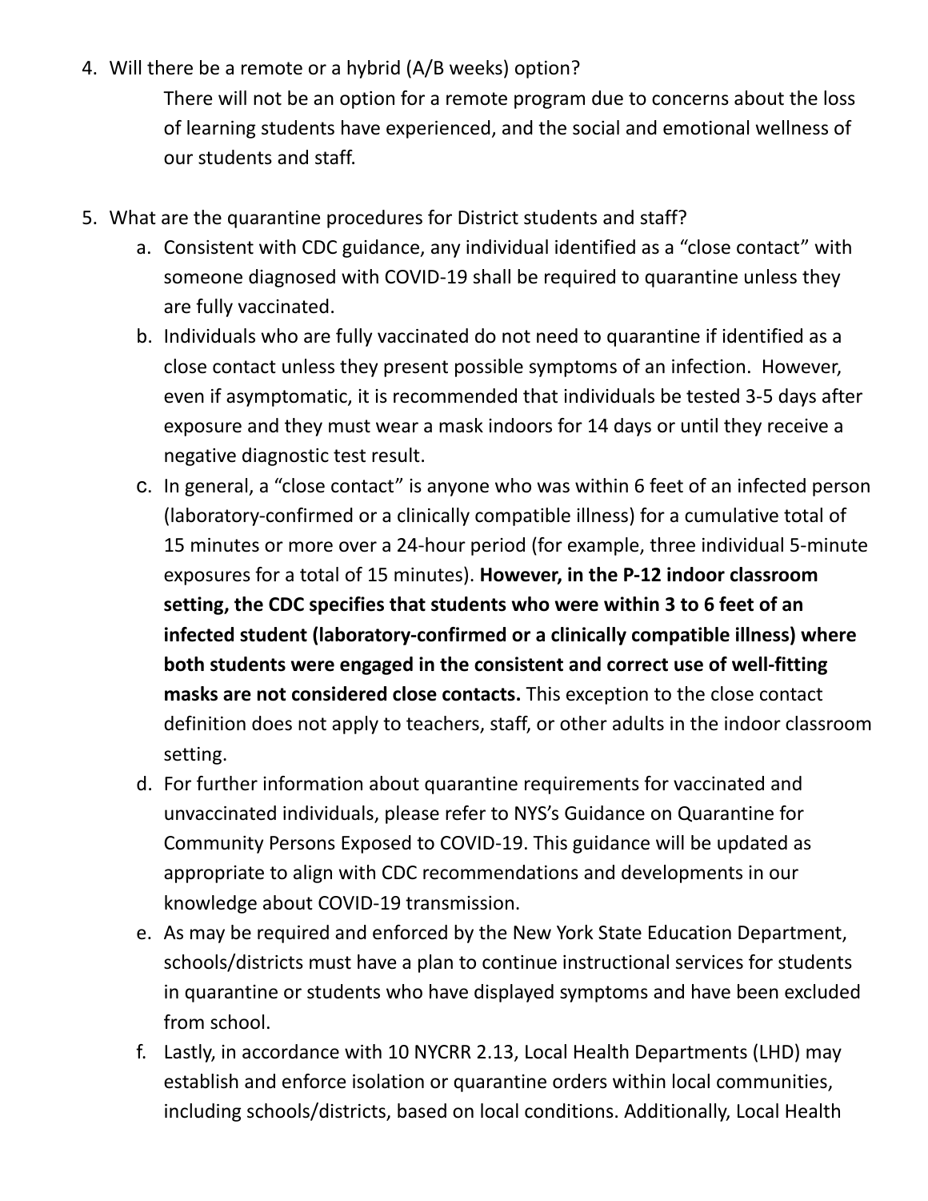4. Will there be a remote or a hybrid (A/B weeks) option?

   There will not be an option for a remote program due to concerns about the loss of learning students have experienced, and the social and emotional wellness of our students and staff.

5. What are the quarantine procedures for District students and staff?
   a. Consistent with CDC guidance, any individual identified as a "close contact" with someone diagnosed with COVID-19 shall be required to quarantine unless they are fully vaccinated.
   b. Individuals who are fully vaccinated do not need to quarantine if identified as a close contact unless they present possible symptoms of an infection. However, even if asymptomatic, it is recommended that individuals be tested 3-5 days after exposure and they must wear a mask indoors for 14 days or until they receive a negative diagnostic test result.
   c. In general, a "close contact" is anyone who was within 6 feet of an infected person (laboratory-confirmed or a clinically compatible illness) for a cumulative total of 15 minutes or more over a 24-hour period (for example, three individual 5-minute exposures for a total of 15 minutes). **However, in the P-12 indoor classroom setting, the CDC specifies that students who were within 3 to 6 feet of an infected student (laboratory-confirmed or a clinically compatible illness) where both students were engaged in the consistent and correct use of well-fitting masks are not considered close contacts.** This exception to the close contact definition does not apply to teachers, staff, or other adults in the indoor classroom setting.
   d. For further information about quarantine requirements for vaccinated and unvaccinated individuals, please refer to NYS's Guidance on Quarantine for Community Persons Exposed to COVID-19. This guidance will be updated as appropriate to align with CDC recommendations and developments in our knowledge about COVID-19 transmission.
   e. As may be required and enforced by the New York State Education Department, schools/districts must have a plan to continue instructional services for students in quarantine or students who have displayed symptoms and have been excluded from school.
   f. Lastly, in accordance with 10 NYCRR 2.13, Local Health Departments (LHD) may establish and enforce isolation or quarantine orders within local communities, including schools/districts, based on local conditions. Additionally, Local Health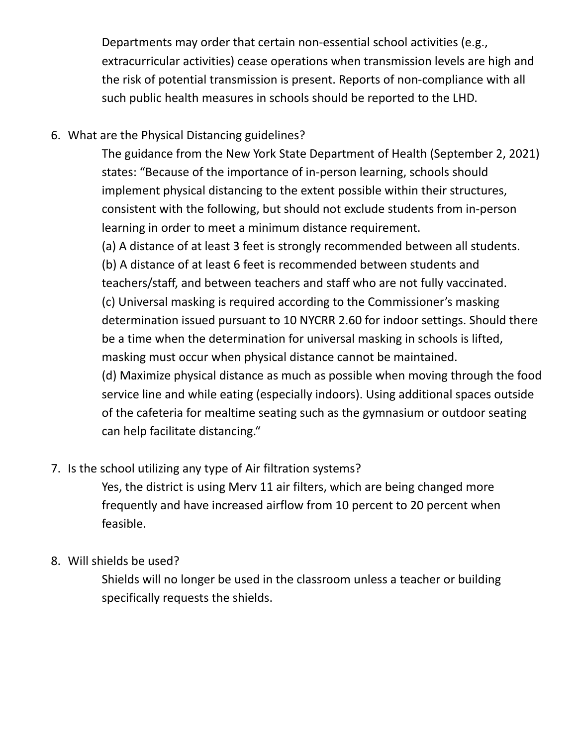Departments may order that certain non-essential school activities (e.g., extracurricular activities) cease operations when transmission levels are high and the risk of potential transmission is present. Reports of non-compliance with all such public health measures in schools should be reported to the LHD.

6. What are the Physical Distancing guidelines?

   The guidance from the New York State Department of Health (September 2, 2021) states: "Because of the importance of in-person learning, schools should implement physical distancing to the extent possible within their structures, consistent with the following, but should not exclude students from in-person learning in order to meet a minimum distance requirement.

   (a) A distance of at least 3 feet is strongly recommended between all students.

   (b) A distance of at least 6 feet is recommended between students and teachers/staff, and between teachers and staff who are not fully vaccinated.

   (c) Universal masking is required according to the Commissioner's masking determination issued pursuant to 10 NYCRR 2.60 for indoor settings. Should there be a time when the determination for universal masking in schools is lifted, masking must occur when physical distance cannot be maintained.

   (d) Maximize physical distance as much as possible when moving through the food service line and while eating (especially indoors). Using additional spaces outside of the cafeteria for mealtime seating such as the gymnasium or outdoor seating can help facilitate distancing."

7. Is the school utilizing any type of Air filtration systems?

   Yes, the district is using Merv 11 air filters, which are being changed more frequently and have increased airflow from 10 percent to 20 percent when feasible.

8. Will shields be used?

   Shields will no longer be used in the classroom unless a teacher or building specifically requests the shields.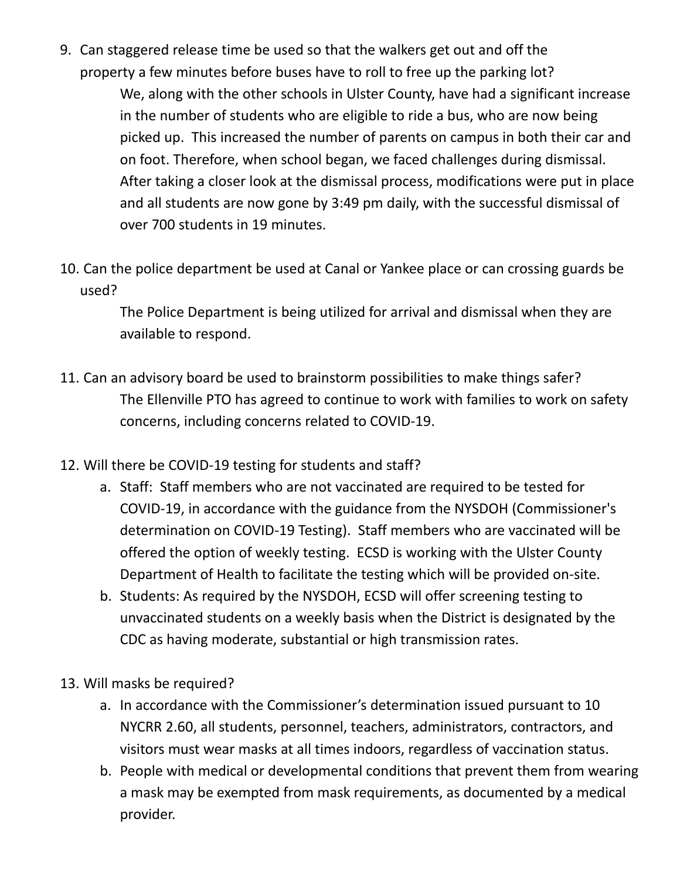9. Can staggered release time be used so that the walkers get out and off the property a few minutes before buses have to roll to free up the parking lot?

   We, along with the other schools in Ulster County, have had a significant increase in the number of students who are eligible to ride a bus, who are now being picked up. This increased the number of parents on campus in both their car and on foot. Therefore, when school began, we faced challenges during dismissal. After taking a closer look at the dismissal process, modifications were put in place and all students are now gone by 3:49 pm daily, with the successful dismissal of over 700 students in 19 minutes.

10. Can the police department be used at Canal or Yankee place or can crossing guards be used?

    The Police Department is being utilized for arrival and dismissal when they are available to respond.

11. Can an advisory board be used to brainstorm possibilities to make things safer?

    The Ellenville PTO has agreed to continue to work with families to work on safety concerns, including concerns related to COVID-19.

12. Will there be COVID-19 testing for students and staff?
    a. Staff: Staff members who are not vaccinated are required to be tested for COVID-19, in accordance with the guidance from the NYSDOH (Commissioner's determination on COVID-19 Testing). Staff members who are vaccinated will be offered the option of weekly testing. ECSD is working with the Ulster County Department of Health to facilitate the testing which will be provided on-site.
    b. Students: As required by the NYSDOH, ECSD will offer screening testing to unvaccinated students on a weekly basis when the District is designated by the CDC as having moderate, substantial or high transmission rates.

13. Will masks be required?
    a. In accordance with the Commissioner's determination issued pursuant to 10 NYCRR 2.60, all students, personnel, teachers, administrators, contractors, and visitors must wear masks at all times indoors, regardless of vaccination status.
    b. People with medical or developmental conditions that prevent them from wearing a mask may be exempted from mask requirements, as documented by a medical provider.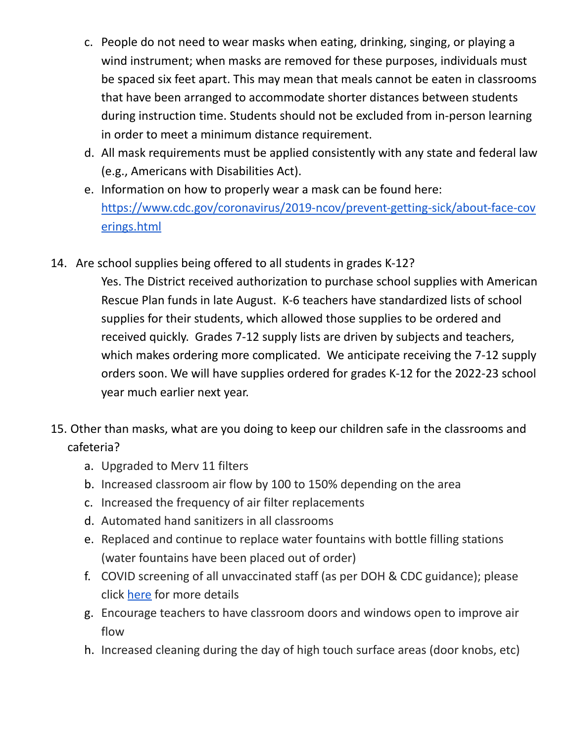c. People do not need to wear masks when eating, drinking, singing, or playing a wind instrument; when masks are removed for these purposes, individuals must be spaced six feet apart. This may mean that meals cannot be eaten in classrooms that have been arranged to accommodate shorter distances between students during instruction time. Students should not be excluded from in-person learning in order to meet a minimum distance requirement.

d. All mask requirements must be applied consistently with any state and federal law (e.g., Americans with Disabilities Act).

e. Information on how to properly wear a mask can be found here: [https://www.cdc.gov/coronavirus/2019-ncov/prevent-getting-sick/about-face-coverings.html](https://www.cdc.gov/coronavirus/2019-ncov/prevent-getting-sick/about-face-coverings.html)

14. Are school supplies being offered to all students in grades K-12?

    Yes. The District received authorization to purchase school supplies with American Rescue Plan funds in late August. K-6 teachers have standardized lists of school supplies for their students, which allowed those supplies to be ordered and received quickly. Grades 7-12 supply lists are driven by subjects and teachers, which makes ordering more complicated. We anticipate receiving the 7-12 supply orders soon. We will have supplies ordered for grades K-12 for the 2022-23 school year much earlier next year.

15. Other than masks, what are you doing to keep our children safe in the classrooms and cafeteria?

    a. Upgraded to Merv 11 filters
    b. Increased classroom air flow by 100 to 150% depending on the area
    c. Increased the frequency of air filter replacements
    d. Automated hand sanitizers in all classrooms
    e. Replaced and continue to replace water fountains with bottle filling stations (water fountains have been placed out of order)
    f. COVID screening of all unvaccinated staff (as per DOH & CDC guidance); please click here for more details
    g. Encourage teachers to have classroom doors and windows open to improve air flow
    h. Increased cleaning during the day of high touch surface areas (door knobs, etc)